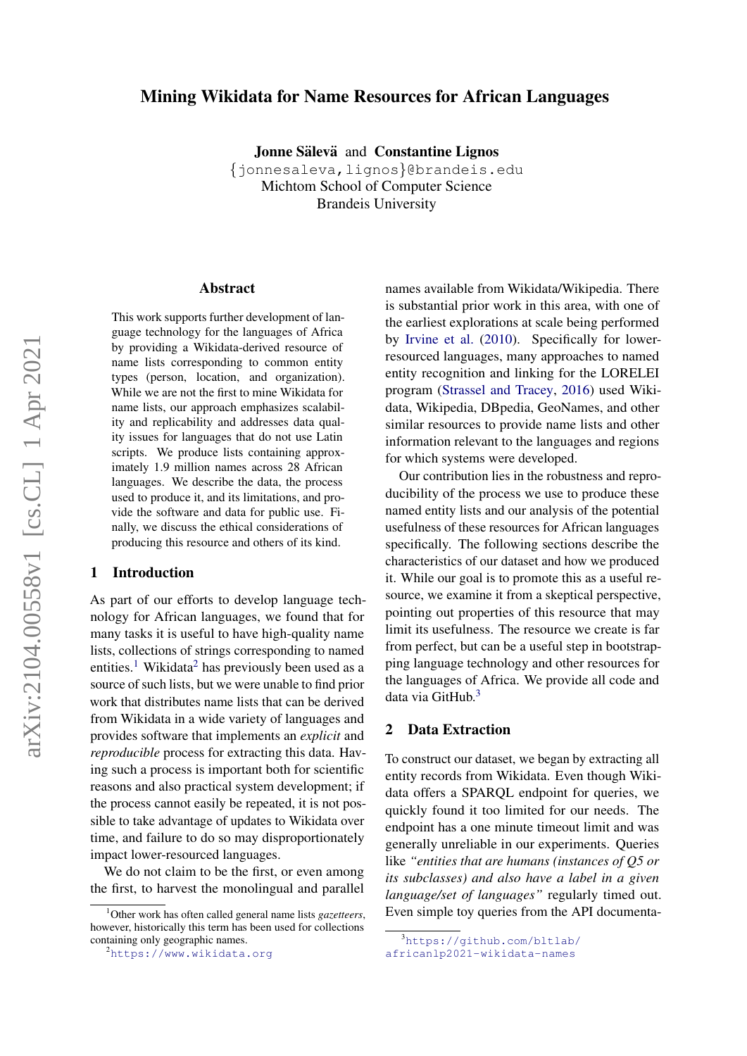# Mining Wikidata for Name Resources for African Languages

**Jonne Sälevä** and **Constantine Lignos**
{jonnesaleva,lignos}@brandeis.edu
Michtom School of Computer Science
Brandeis University

## Abstract

This work supports further development of language technology for the languages of Africa by providing a Wikidata-derived resource of name lists corresponding to common entity types (person, location, and organization). While we are not the first to mine Wikidata for name lists, our approach emphasizes scalability and replicability and addresses data quality issues for languages that do not use Latin scripts. We produce lists containing approximately 1.9 million names across 28 African languages. We describe the data, the process used to produce it, and its limitations, and provide the software and data for public use. Finally, we discuss the ethical considerations of producing this resource and others of its kind.

## 1 Introduction

As part of our efforts to develop language technology for African languages, we found that for many tasks it is useful to have high-quality name lists, collections of strings corresponding to named entities.[1] Wikidata[2] has previously been used as a source of such lists, but we were unable to find prior work that distributes name lists that can be derived from Wikidata in a wide variety of languages and provides software that implements an *explicit* and *reproducible* process for extracting this data. Having such a process is important both for scientific reasons and also practical system development; if the process cannot easily be repeated, it is not possible to take advantage of updates to Wikidata over time, and failure to do so may disproportionately impact lower-resourced languages.

We do not claim to be the first, or even among the first, to harvest the monolingual and parallel names available from Wikidata/Wikipedia. There is substantial prior work in this area, with one of the earliest explorations at scale being performed by Irvine et al. (2010). Specifically for lower-resourced languages, many approaches to named entity recognition and linking for the LORELEI program (Strassel and Tracey, 2016) used Wikidata, Wikipedia, DBpedia, GeoNames, and other similar resources to provide name lists and other information relevant to the languages and regions for which systems were developed.

Our contribution lies in the robustness and reproducibility of the process we use to produce these named entity lists and our analysis of the potential usefulness of these resources for African languages specifically. The following sections describe the characteristics of our dataset and how we produced it. While our goal is to promote this as a useful resource, we examine it from a skeptical perspective, pointing out properties of this resource that may limit its usefulness. The resource we create is far from perfect, but can be a useful step in bootstrapping language technology and other resources for the languages of Africa. We provide all code and data via GitHub.[3]

## 2 Data Extraction

To construct our dataset, we began by extracting all entity records from Wikidata. Even though Wikidata offers a SPARQL endpoint for queries, we quickly found it too limited for our needs. The endpoint has a one minute timeout limit and was generally unreliable in our experiments. Queries like *"entities that are humans (instances of Q5 or its subclasses) and also have a label in a given language/set of languages"* regularly timed out. Even simple toy queries from the API documenta-

---

[1] Other work has often called general name lists *gazetteers*, however, historically this term has been used for collections containing only geographic names.

[2] https://www.wikidata.org

[3] https://github.com/bltlab/africanlp2021-wikidata-names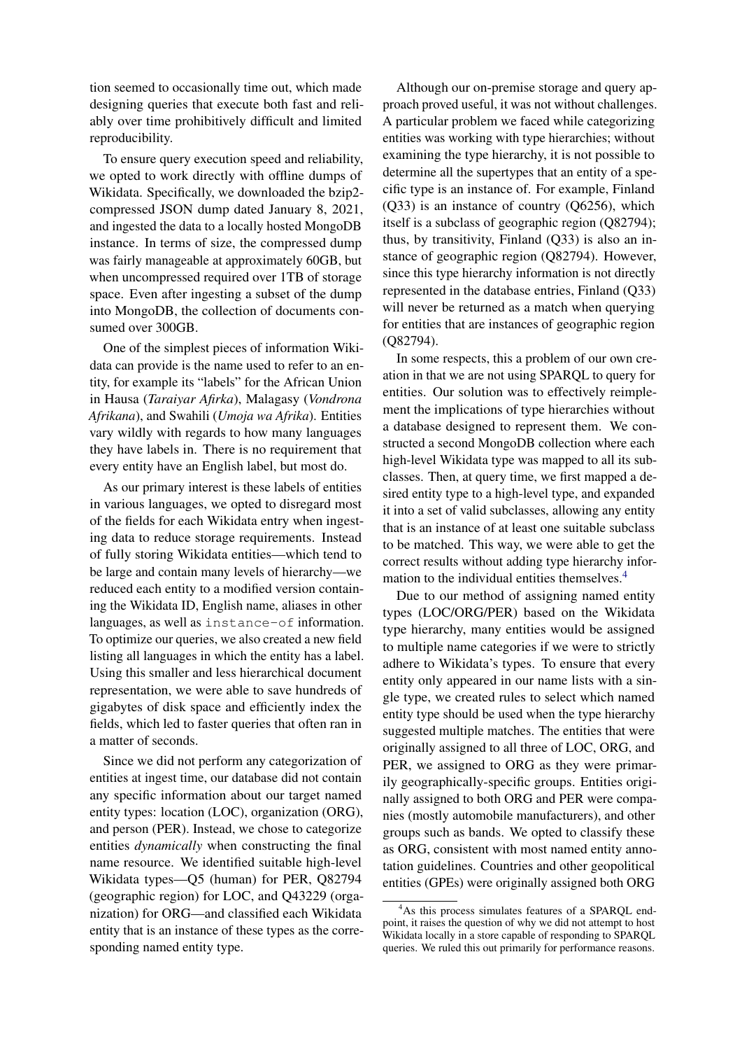tion seemed to occasionally time out, which made designing queries that execute both fast and reliably over time prohibitively difficult and limited reproducibility.

To ensure query execution speed and reliability, we opted to work directly with offline dumps of Wikidata. Specifically, we downloaded the bzip2-compressed JSON dump dated January 8, 2021, and ingested the data to a locally hosted MongoDB instance. In terms of size, the compressed dump was fairly manageable at approximately 60GB, but when uncompressed required over 1TB of storage space. Even after ingesting a subset of the dump into MongoDB, the collection of documents consumed over 300GB.

One of the simplest pieces of information Wikidata can provide is the name used to refer to an entity, for example its "labels" for the African Union in Hausa (*Taraiyar Afirka*), Malagasy (*Vondrona Afrikana*), and Swahili (*Umoja wa Afrika*). Entities vary wildly with regards to how many languages they have labels in. There is no requirement that every entity have an English label, but most do.

As our primary interest is these labels of entities in various languages, we opted to disregard most of the fields for each Wikidata entry when ingesting data to reduce storage requirements. Instead of fully storing Wikidata entities—which tend to be large and contain many levels of hierarchy—we reduced each entity to a modified version containing the Wikidata ID, English name, aliases in other languages, as well as `instance-of` information. To optimize our queries, we also created a new field listing all languages in which the entity has a label. Using this smaller and less hierarchical document representation, we were able to save hundreds of gigabytes of disk space and efficiently index the fields, which led to faster queries that often ran in a matter of seconds.

Since we did not perform any categorization of entities at ingest time, our database did not contain any specific information about our target named entity types: location (LOC), organization (ORG), and person (PER). Instead, we chose to categorize entities *dynamically* when constructing the final name resource. We identified suitable high-level Wikidata types—Q5 (human) for PER, Q82794 (geographic region) for LOC, and Q43229 (organization) for ORG—and classified each Wikidata entity that is an instance of these types as the corresponding named entity type.

Although our on-premise storage and query approach proved useful, it was not without challenges. A particular problem we faced while categorizing entities was working with type hierarchies; without examining the type hierarchy, it is not possible to determine all the supertypes that an entity of a specific type is an instance of. For example, Finland (Q33) is an instance of country (Q6256), which itself is a subclass of geographic region (Q82794); thus, by transitivity, Finland (Q33) is also an instance of geographic region (Q82794). However, since this type hierarchy information is not directly represented in the database entries, Finland (Q33) will never be returned as a match when querying for entities that are instances of geographic region (Q82794).

In some respects, this a problem of our own creation in that we are not using SPARQL to query for entities. Our solution was to effectively reimplement the implications of type hierarchies without a database designed to represent them. We constructed a second MongoDB collection where each high-level Wikidata type was mapped to all its subclasses. Then, at query time, we first mapped a desired entity type to a high-level type, and expanded it into a set of valid subclasses, allowing any entity that is an instance of at least one suitable subclass to be matched. This way, we were able to get the correct results without adding type hierarchy information to the individual entities themselves.[4]

Due to our method of assigning named entity types (LOC/ORG/PER) based on the Wikidata type hierarchy, many entities would be assigned to multiple name categories if we were to strictly adhere to Wikidata's types. To ensure that every entity only appeared in our name lists with a single type, we created rules to select which named entity type should be used when the type hierarchy suggested multiple matches. The entities that were originally assigned to all three of LOC, ORG, and PER, we assigned to ORG as they were primarily geographically-specific groups. Entities originally assigned to both ORG and PER were companies (mostly automobile manufacturers), and other groups such as bands. We opted to classify these as ORG, consistent with most named entity annotation guidelines. Countries and other geopolitical entities (GPEs) were originally assigned both ORG

[4] As this process simulates features of a SPARQL endpoint, it raises the question of why we did not attempt to host Wikidata locally in a store capable of responding to SPARQL queries. We ruled this out primarily for performance reasons.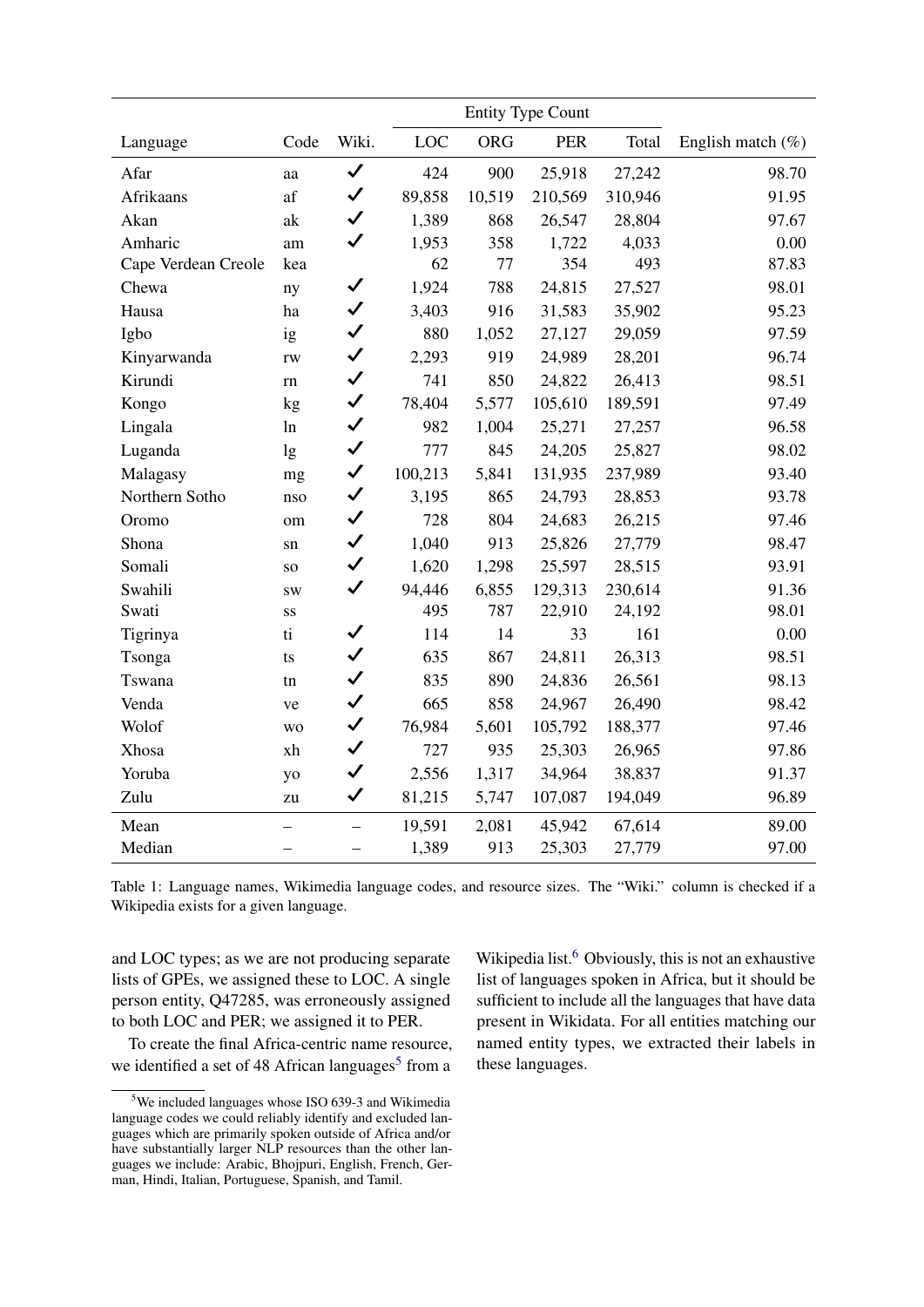| Language | Code | Wiki. | Entity Type Count | | | | English match (%) |
|---|---|---|---|---|---|---|---|
| | | | LOC | ORG | PER | Total | |
| Afar | aa | ✓ | 424 | 900 | 25,918 | 27,242 | 98.70 |
| Afrikaans | af | ✓ | 89,858 | 10,519 | 210,569 | 310,946 | 91.95 |
| Akan | ak | ✓ | 1,389 | 868 | 26,547 | 28,804 | 97.67 |
| Amharic | am | ✓ | 1,953 | 358 | 1,722 | 4,033 | 0.00 |
| Cape Verdean Creole | kea | | 62 | 77 | 354 | 493 | 87.83 |
| Chewa | ny | ✓ | 1,924 | 788 | 24,815 | 27,527 | 98.01 |
| Hausa | ha | ✓ | 3,403 | 916 | 31,583 | 35,902 | 95.23 |
| Igbo | ig | ✓ | 880 | 1,052 | 27,127 | 29,059 | 97.59 |
| Kinyarwanda | rw | ✓ | 2,293 | 919 | 24,989 | 28,201 | 96.74 |
| Kirundi | rn | ✓ | 741 | 850 | 24,822 | 26,413 | 98.51 |
| Kongo | kg | ✓ | 78,404 | 5,577 | 105,610 | 189,591 | 97.49 |
| Lingala | ln | ✓ | 982 | 1,004 | 25,271 | 27,257 | 96.58 |
| Luganda | lg | ✓ | 777 | 845 | 24,205 | 25,827 | 98.02 |
| Malagasy | mg | ✓ | 100,213 | 5,841 | 131,935 | 237,989 | 93.40 |
| Northern Sotho | nso | ✓ | 3,195 | 865 | 24,793 | 28,853 | 93.78 |
| Oromo | om | ✓ | 728 | 804 | 24,683 | 26,215 | 97.46 |
| Shona | sn | ✓ | 1,040 | 913 | 25,826 | 27,779 | 98.47 |
| Somali | so | ✓ | 1,620 | 1,298 | 25,597 | 28,515 | 93.91 |
| Swahili | sw | ✓ | 94,446 | 6,855 | 129,313 | 230,614 | 91.36 |
| Swati | ss | | 495 | 787 | 22,910 | 24,192 | 98.01 |
| Tigrinya | ti | ✓ | 114 | 14 | 33 | 161 | 0.00 |
| Tsonga | ts | ✓ | 635 | 867 | 24,811 | 26,313 | 98.51 |
| Tswana | tn | ✓ | 835 | 890 | 24,836 | 26,561 | 98.13 |
| Venda | ve | ✓ | 665 | 858 | 24,967 | 26,490 | 98.42 |
| Wolof | wo | ✓ | 76,984 | 5,601 | 105,792 | 188,377 | 97.46 |
| Xhosa | xh | ✓ | 727 | 935 | 25,303 | 26,965 | 97.86 |
| Yoruba | yo | ✓ | 2,556 | 1,317 | 34,964 | 38,837 | 91.37 |
| Zulu | zu | ✓ | 81,215 | 5,747 | 107,087 | 194,049 | 96.89 |
| Mean | – | – | 19,591 | 2,081 | 45,942 | 67,614 | 89.00 |
| Median | – | – | 1,389 | 913 | 25,303 | 27,779 | 97.00 |

Table 1: Language names, Wikimedia language codes, and resource sizes. The "Wiki." column is checked if a Wikipedia exists for a given language.

and LOC types; as we are not producing separate lists of GPEs, we assigned these to LOC. A single person entity, Q47285, was erroneously assigned to both LOC and PER; we assigned it to PER.

To create the final Africa-centric name resource, we identified a set of 48 African languages[5] from a Wikipedia list.[6] Obviously, this is not an exhaustive list of languages spoken in Africa, but it should be sufficient to include all the languages that have data present in Wikidata. For all entities matching our named entity types, we extracted their labels in these languages.

[5]We included languages whose ISO 639-3 and Wikimedia language codes we could reliably identify and excluded languages which are primarily spoken outside of Africa and/or have substantially larger NLP resources than the other languages we include: Arabic, Bhojpuri, English, French, German, Hindi, Italian, Portuguese, Spanish, and Tamil.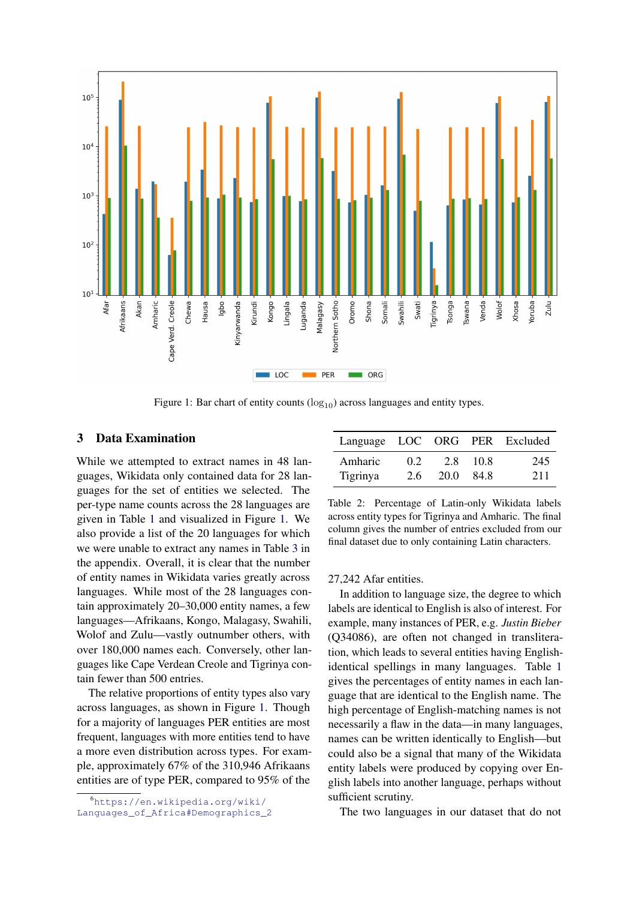Figure 1: Bar chart of entity counts ($\log_{10}$) across languages and entity types.

## 3 Data Examination

While we attempted to extract names in 48 languages, Wikidata only contained data for 28 languages for the set of entities we selected. The per-type name counts across the 28 languages are given in Table 1 and visualized in Figure 1. We also provide a list of the 20 languages for which we were unable to extract any names in Table 3 in the appendix. Overall, it is clear that the number of entity names in Wikidata varies greatly across languages. While most of the 28 languages contain approximately 20–30,000 entity names, a few languages—Afrikaans, Kongo, Malagasy, Swahili, Wolof and Zulu—vastly outnumber others, with over 180,000 names each. Conversely, other languages like Cape Verdean Creole and Tigrinya contain fewer than 500 entries.

The relative proportions of entity types also vary across languages, as shown in Figure 1. Though for a majority of languages PER entities are most frequent, languages with more entities tend to have a more even distribution across types. For example, approximately 67% of the 310,946 Afrikaans entities are of type PER, compared to 95% of the 27,242 Afar entities.

In addition to language size, the degree to which labels are identical to English is also of interest. For example, many instances of PER, e.g. *Justin Bieber* (Q34086), are often not changed in transliteration, which leads to several entities having English-identical spellings in many languages. Table 1 gives the percentages of entity names in each language that are identical to the English name. The high percentage of English-matching names is not necessarily a flaw in the data—in many languages, names can be written identically to English—but could also be a signal that many of the Wikidata entity labels were produced by copying over English labels into another language, perhaps without sufficient scrutiny.

The two languages in our dataset that do not

| Language | LOC | ORG | PER | Excluded |
|---|---|---|---|---|
| Amharic | 0.2 | 2.8 | 10.8 | 245 |
| Tigrinya | 2.6 | 20.0 | 84.8 | 211 |

Table 2: Percentage of Latin-only Wikidata labels across entity types for Tigrinya and Amharic. The final column gives the number of entries excluded from our final dataset due to only containing Latin characters.

[6] https://en.wikipedia.org/wiki/Languages_of_Africa#Demographics_2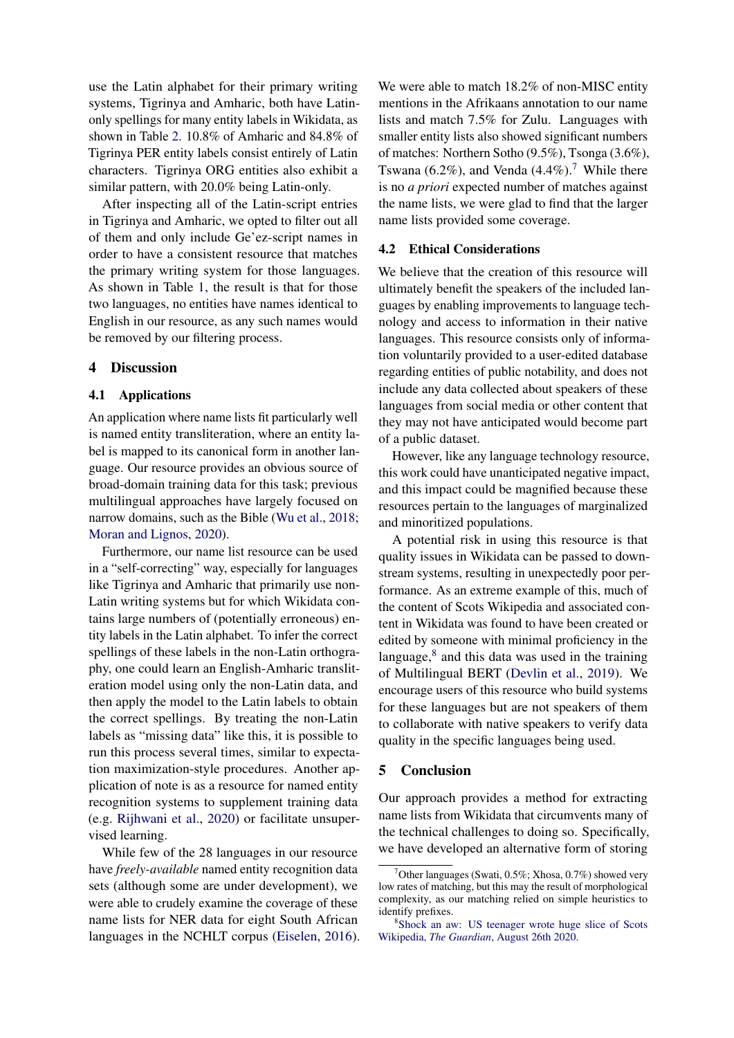use the Latin alphabet for their primary writing systems, Tigrinya and Amharic, both have Latin-only spellings for many entity labels in Wikidata, as shown in Table 2. 10.8% of Amharic and 84.8% of Tigrinya PER entity labels consist entirely of Latin characters. Tigrinya ORG entities also exhibit a similar pattern, with 20.0% being Latin-only.

After inspecting all of the Latin-script entries in Tigrinya and Amharic, we opted to filter out all of them and only include Ge'ez-script names in order to have a consistent resource that matches the primary writing system for those languages. As shown in Table 1, the result is that for those two languages, no entities have names identical to English in our resource, as any such names would be removed by our filtering process.

## 4 Discussion

### 4.1 Applications

An application where name lists fit particularly well is named entity transliteration, where an entity label is mapped to its canonical form in another language. Our resource provides an obvious source of broad-domain training data for this task; previous multilingual approaches have largely focused on narrow domains, such as the Bible (Wu et al., 2018; Moran and Lignos, 2020).

Furthermore, our name list resource can be used in a "self-correcting" way, especially for languages like Tigrinya and Amharic that primarily use non-Latin writing systems but for which Wikidata contains large numbers of (potentially erroneous) entity labels in the Latin alphabet. To infer the correct spellings of these labels in the non-Latin orthography, one could learn an English-Amharic transliteration model using only the non-Latin data, and then apply the model to the Latin labels to obtain the correct spellings. By treating the non-Latin labels as "missing data" like this, it is possible to run this process several times, similar to expectation maximization-style procedures. Another application of note is as a resource for named entity recognition systems to supplement training data (e.g. Rijhwani et al., 2020) or facilitate unsupervised learning.

While few of the 28 languages in our resource have *freely-available* named entity recognition data sets (although some are under development), we were able to crudely examine the coverage of these name lists for NER data for eight South African languages in the NCHLT corpus (Eiselen, 2016). We were able to match 18.2% of non-MISC entity mentions in the Afrikaans annotation to our name lists and match 7.5% for Zulu. Languages with smaller entity lists also showed significant numbers of matches: Northern Sotho (9.5%), Tsonga (3.6%), Tswana (6.2%), and Venda (4.4%).[7] While there is no *a priori* expected number of matches against the name lists, we were glad to find that the larger name lists provided some coverage.

### 4.2 Ethical Considerations

We believe that the creation of this resource will ultimately benefit the speakers of the included languages by enabling improvements to language technology and access to information in their native languages. This resource consists only of information voluntarily provided to a user-edited database regarding entities of public notability, and does not include any data collected about speakers of these languages from social media or other content that they may not have anticipated would become part of a public dataset.

However, like any language technology resource, this work could have unanticipated negative impact, and this impact could be magnified because these resources pertain to the languages of marginalized and minoritized populations.

A potential risk in using this resource is that quality issues in Wikidata can be passed to downstream systems, resulting in unexpectedly poor performance. As an extreme example of this, much of the content of Scots Wikipedia and associated content in Wikidata was found to have been created or edited by someone with minimal proficiency in the language,[8] and this data was used in the training of Multilingual BERT (Devlin et al., 2019). We encourage users of this resource who build systems for these languages but are not speakers of them to collaborate with native speakers to verify data quality in the specific languages being used.

## 5 Conclusion

Our approach provides a method for extracting name lists from Wikidata that circumvents many of the technical challenges to doing so. Specifically, we have developed an alternative form of storing

[7] Other languages (Swati, 0.5%; Xhosa, 0.7%) showed very low rates of matching, but this may the result of morphological complexity, as our matching relied on simple heuristics to identify prefixes.

[8] Shock an aw: US teenager wrote huge slice of Scots Wikipedia, *The Guardian*, August 26th 2020.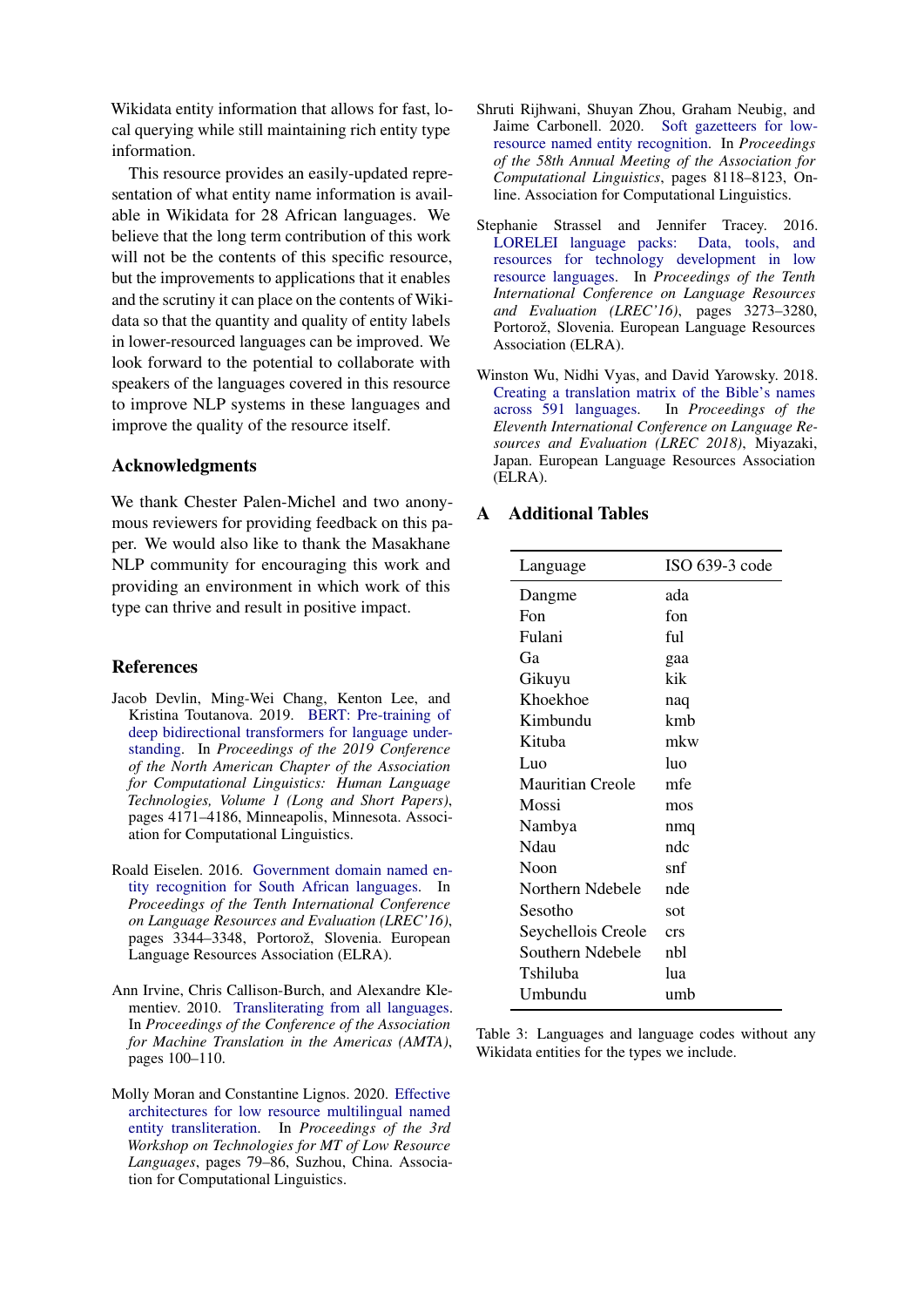Wikidata entity information that allows for fast, local querying while still maintaining rich entity type information.

This resource provides an easily-updated representation of what entity name information is available in Wikidata for 28 African languages. We believe that the long term contribution of this work will not be the contents of this specific resource, but the improvements to applications that it enables and the scrutiny it can place on the contents of Wikidata so that the quantity and quality of entity labels in lower-resourced languages can be improved. We look forward to the potential to collaborate with speakers of the languages covered in this resource to improve NLP systems in these languages and improve the quality of the resource itself.

## Acknowledgments

We thank Chester Palen-Michel and two anonymous reviewers for providing feedback on this paper. We would also like to thank the Masakhane NLP community for encouraging this work and providing an environment in which work of this type can thrive and result in positive impact.

## References

Jacob Devlin, Ming-Wei Chang, Kenton Lee, and Kristina Toutanova. 2019. BERT: Pre-training of deep bidirectional transformers for language understanding. In *Proceedings of the 2019 Conference of the North American Chapter of the Association for Computational Linguistics: Human Language Technologies, Volume 1 (Long and Short Papers)*, pages 4171–4186, Minneapolis, Minnesota. Association for Computational Linguistics.

Roald Eiselen. 2016. Government domain named entity recognition for South African languages. In *Proceedings of the Tenth International Conference on Language Resources and Evaluation (LREC'16)*, pages 3344–3348, Portorož, Slovenia. European Language Resources Association (ELRA).

Ann Irvine, Chris Callison-Burch, and Alexandre Klementiev. 2010. Transliterating from all languages. In *Proceedings of the Conference of the Association for Machine Translation in the Americas (AMTA)*, pages 100–110.

Molly Moran and Constantine Lignos. 2020. Effective architectures for low resource multilingual named entity transliteration. In *Proceedings of the 3rd Workshop on Technologies for MT of Low Resource Languages*, pages 79–86, Suzhou, China. Association for Computational Linguistics.

Shruti Rijhwani, Shuyan Zhou, Graham Neubig, and Jaime Carbonell. 2020. Soft gazetteers for low-resource named entity recognition. In *Proceedings of the 58th Annual Meeting of the Association for Computational Linguistics*, pages 8118–8123, Online. Association for Computational Linguistics.

Stephanie Strassel and Jennifer Tracey. 2016. LORELEI language packs: Data, tools, and resources for technology development in low resource languages. In *Proceedings of the Tenth International Conference on Language Resources and Evaluation (LREC'16)*, pages 3273–3280, Portorož, Slovenia. European Language Resources Association (ELRA).

Winston Wu, Nidhi Vyas, and David Yarowsky. 2018. Creating a translation matrix of the Bible's names across 591 languages. In *Proceedings of the Eleventh International Conference on Language Resources and Evaluation (LREC 2018)*, Miyazaki, Japan. European Language Resources Association (ELRA).

## A Additional Tables

| Language | ISO 639-3 code |
|---|---|
| Dangme | ada |
| Fon | fon |
| Fulani | ful |
| Ga | gaa |
| Gikuyu | kik |
| Khoekhoe | naq |
| Kimbundu | kmb |
| Kituba | mkw |
| Luo | luo |
| Mauritian Creole | mfe |
| Mossi | mos |
| Nambya | nmq |
| Ndau | ndc |
| Noon | snf |
| Northern Ndebele | nde |
| Sesotho | sot |
| Seychellois Creole | crs |
| Southern Ndebele | nbl |
| Tshiluba | lua |
| Umbundu | umb |

Table 3: Languages and language codes without any Wikidata entities for the types we include.